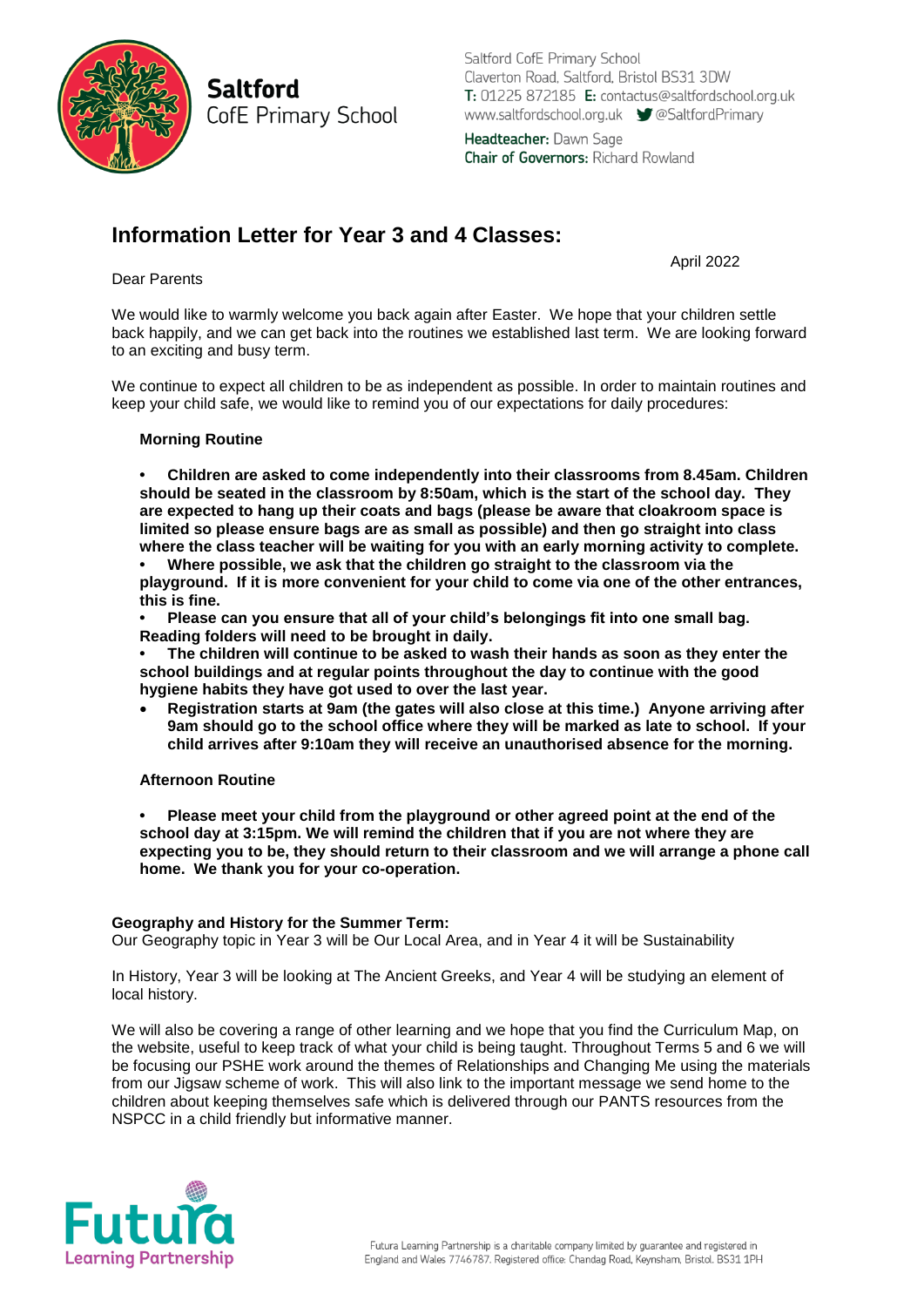Saltford CofE Primary School

Saltford CofE Primary School
Claverton Road, Saltford, Bristol BS31 3DW
T: 01225 872185 E: contactus@saltfordschool.org.uk
www.saltfordschool.org.uk @SaltfordPrimary

Headteacher: Dawn Sage
Chair of Governors: Richard Rowland

# Information Letter for Year 3 and 4 Classes:

April 2022

Dear Parents

We would like to warmly welcome you back again after Easter. We hope that your children settle back happily, and we can get back into the routines we established last term. We are looking forward to an exciting and busy term.

We continue to expect all children to be as independent as possible. In order to maintain routines and keep your child safe, we would like to remind you of our expectations for daily procedures:

**Morning Routine**

- **Children are asked to come independently into their classrooms from 8.45am. Children should be seated in the classroom by 8:50am, which is the start of the school day. They are expected to hang up their coats and bags (please be aware that cloakroom space is limited so please ensure bags are as small as possible) and then go straight into class where the class teacher will be waiting for you with an early morning activity to complete.**
- **Where possible, we ask that the children go straight to the classroom via the playground. If it is more convenient for your child to come via one of the other entrances, this is fine.**
- **Please can you ensure that all of your child's belongings fit into one small bag. Reading folders will need to be brought in daily.**
- **The children will continue to be asked to wash their hands as soon as they enter the school buildings and at regular points throughout the day to continue with the good hygiene habits they have got used to over the last year.**
- **Registration starts at 9am (the gates will also close at this time.) Anyone arriving after 9am should go to the school office where they will be marked as late to school. If your child arrives after 9:10am they will receive an unauthorised absence for the morning.**

**Afternoon Routine**

- **Please meet your child from the playground or other agreed point at the end of the school day at 3:15pm. We will remind the children that if you are not where they are expecting you to be, they should return to their classroom and we will arrange a phone call home. We thank you for your co-operation.**

**Geography and History for the Summer Term:**
Our Geography topic in Year 3 will be Our Local Area, and in Year 4 it will be Sustainability

In History, Year 3 will be looking at The Ancient Greeks, and Year 4 will be studying an element of local history.

We will also be covering a range of other learning and we hope that you find the Curriculum Map, on the website, useful to keep track of what your child is being taught. Throughout Terms 5 and 6 we will be focusing our PSHE work around the themes of Relationships and Changing Me using the materials from our Jigsaw scheme of work. This will also link to the important message we send home to the children about keeping themselves safe which is delivered through our PANTS resources from the NSPCC in a child friendly but informative manner.

Futura Learning Partnership

Futura Learning Partnership is a charitable company limited by guarantee and registered in England and Wales 7746787. Registered office: Chandag Road, Keynsham, Bristol, BS31 1PH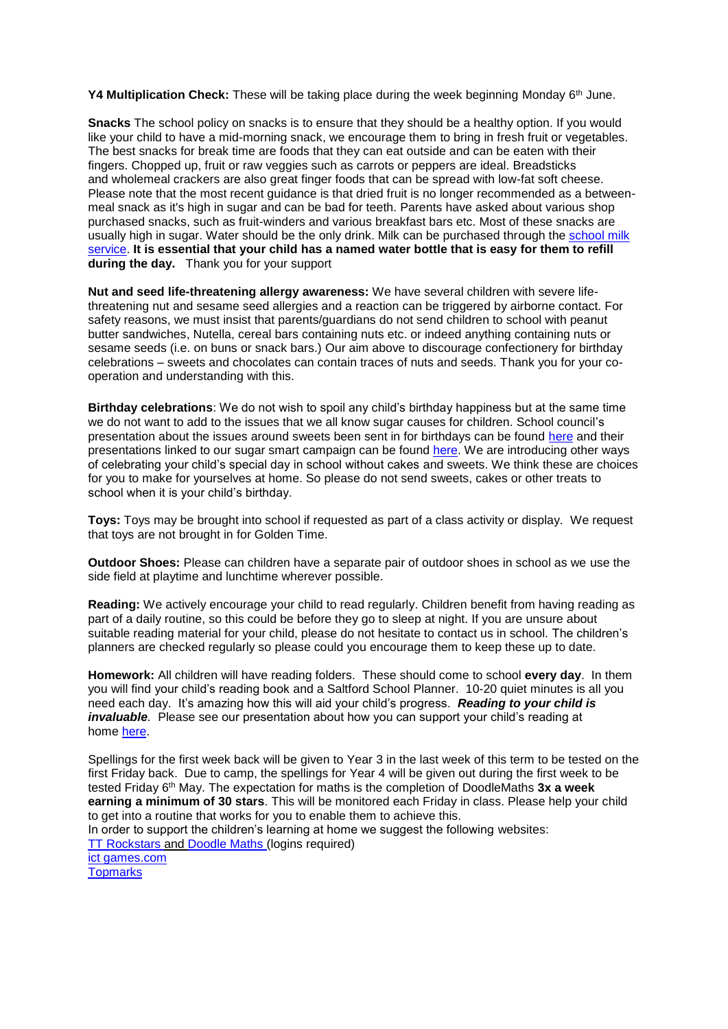**Y4 Multiplication Check:** These will be taking place during the week beginning Monday 6th June.

**Snacks** The school policy on snacks is to ensure that they should be a healthy option. If you would like your child to have a mid-morning snack, we encourage them to bring in fresh fruit or vegetables. The best snacks for break time are foods that they can eat outside and can be eaten with their fingers. Chopped up, fruit or raw veggies such as carrots or peppers are ideal. Breadsticks and wholemeal crackers are also great finger foods that can be spread with low-fat soft cheese. Please note that the most recent guidance is that dried fruit is no longer recommended as a between-meal snack as it's high in sugar and can be bad for teeth. Parents have asked about various shop purchased snacks, such as fruit-winders and various breakfast bars etc. Most of these snacks are usually high in sugar. Water should be the only drink. Milk can be purchased through the school milk service. **It is essential that your child has a named water bottle that is easy for them to refill during the day.** Thank you for your support

**Nut and seed life-threatening allergy awareness:** We have several children with severe life-threatening nut and sesame seed allergies and a reaction can be triggered by airborne contact. For safety reasons, we must insist that parents/guardians do not send children to school with peanut butter sandwiches, Nutella, cereal bars containing nuts etc. or indeed anything containing nuts or sesame seeds (i.e. on buns or snack bars.) Our aim above to discourage confectionery for birthday celebrations – sweets and chocolates can contain traces of nuts and seeds. Thank you for your co-operation and understanding with this.

**Birthday celebrations**: We do not wish to spoil any child's birthday happiness but at the same time we do not want to add to the issues that we all know sugar causes for children. School council's presentation about the issues around sweets been sent in for birthdays can be found here and their presentations linked to our sugar smart campaign can be found here. We are introducing other ways of celebrating your child's special day in school without cakes and sweets. We think these are choices for you to make for yourselves at home. So please do not send sweets, cakes or other treats to school when it is your child's birthday.

**Toys:** Toys may be brought into school if requested as part of a class activity or display. We request that toys are not brought in for Golden Time.

**Outdoor Shoes:** Please can children have a separate pair of outdoor shoes in school as we use the side field at playtime and lunchtime wherever possible.

**Reading:** We actively encourage your child to read regularly. Children benefit from having reading as part of a daily routine, so this could be before they go to sleep at night. If you are unsure about suitable reading material for your child, please do not hesitate to contact us in school. The children's planners are checked regularly so please could you encourage them to keep these up to date.

**Homework:** All children will have reading folders. These should come to school **every day**. In them you will find your child's reading book and a Saltford School Planner. 10-20 quiet minutes is all you need each day. It's amazing how this will aid your child's progress. ***Reading to your child is invaluable***. Please see our presentation about how you can support your child's reading at home here.

Spellings for the first week back will be given to Year 3 in the last week of this term to be tested on the first Friday back. Due to camp, the spellings for Year 4 will be given out during the first week to be tested Friday 6th May. The expectation for maths is the completion of DoodleMaths **3x a week earning a minimum of 30 stars**. This will be monitored each Friday in class. Please help your child to get into a routine that works for you to enable them to achieve this.
In order to support the children's learning at home we suggest the following websites:
TT Rockstars and Doodle Maths (logins required)
ict games.com
Topmarks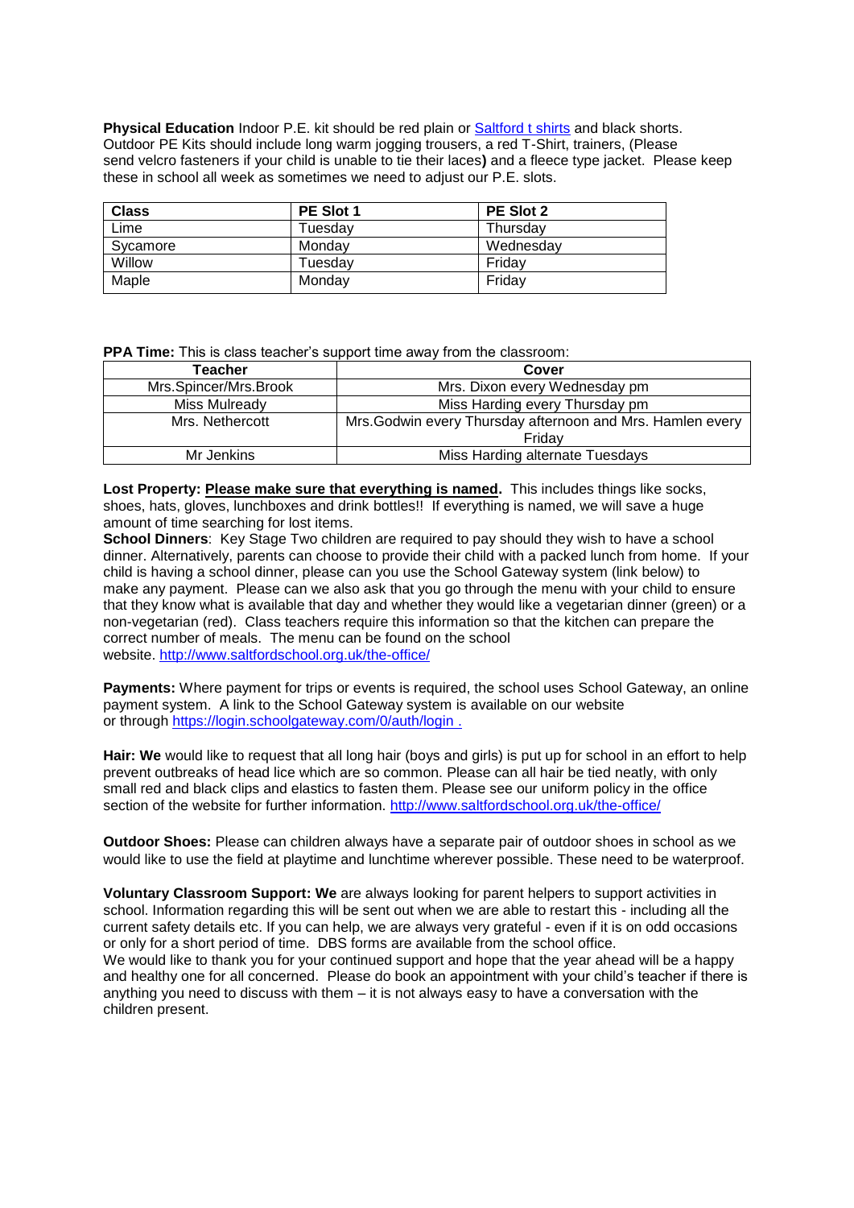**Physical Education** Indoor P.E. kit should be red plain or [Saltford t shirts](#) and black shorts. Outdoor PE Kits should include long warm jogging trousers, a red T-Shirt, trainers, (Please send velcro fasteners if your child is unable to tie their laces**)** and a fleece type jacket. Please keep these in school all week as sometimes we need to adjust our P.E. slots.

| **Class** | **PE Slot 1** | **PE Slot 2** |
|---|---|---|
| Lime | Tuesday | Thursday |
| Sycamore | Monday | Wednesday |
| Willow | Tuesday | Friday |
| Maple | Monday | Friday |

**PPA Time:** This is class teacher's support time away from the classroom:

| **Teacher** | **Cover** |
|---|---|
| Mrs.Spincer/Mrs.Brook | Mrs. Dixon every Wednesday pm |
| Miss Mulready | Miss Harding every Thursday pm |
| Mrs. Nethercott | Mrs.Godwin every Thursday afternoon and Mrs. Hamlen every Friday |
| Mr Jenkins | Miss Harding alternate Tuesdays |

**Lost Property: <u>Please make sure that everything is named</u>.** This includes things like socks, shoes, hats, gloves, lunchboxes and drink bottles!! If everything is named, we will save a huge amount of time searching for lost items.

**School Dinners**: Key Stage Two children are required to pay should they wish to have a school dinner. Alternatively, parents can choose to provide their child with a packed lunch from home. If your child is having a school dinner, please can you use the School Gateway system (link below) to make any payment. Please can we also ask that you go through the menu with your child to ensure that they know what is available that day and whether they would like a vegetarian dinner (green) or a non-vegetarian (red). Class teachers require this information so that the kitchen can prepare the correct number of meals. The menu can be found on the school website. http://www.saltfordschool.org.uk/the-office/

**Payments:** Where payment for trips or events is required, the school uses School Gateway, an online payment system. A link to the School Gateway system is available on our website or through https://login.schoolgateway.com/0/auth/login .

**Hair: We** would like to request that all long hair (boys and girls) is put up for school in an effort to help prevent outbreaks of head lice which are so common. Please can all hair be tied neatly, with only small red and black clips and elastics to fasten them. Please see our uniform policy in the office section of the website for further information. http://www.saltfordschool.org.uk/the-office/

**Outdoor Shoes:** Please can children always have a separate pair of outdoor shoes in school as we would like to use the field at playtime and lunchtime wherever possible. These need to be waterproof.

**Voluntary Classroom Support: We** are always looking for parent helpers to support activities in school. Information regarding this will be sent out when we are able to restart this - including all the current safety details etc. If you can help, we are always very grateful - even if it is on odd occasions or only for a short period of time. DBS forms are available from the school office.
We would like to thank you for your continued support and hope that the year ahead will be a happy and healthy one for all concerned. Please do book an appointment with your child's teacher if there is anything you need to discuss with them – it is not always easy to have a conversation with the children present.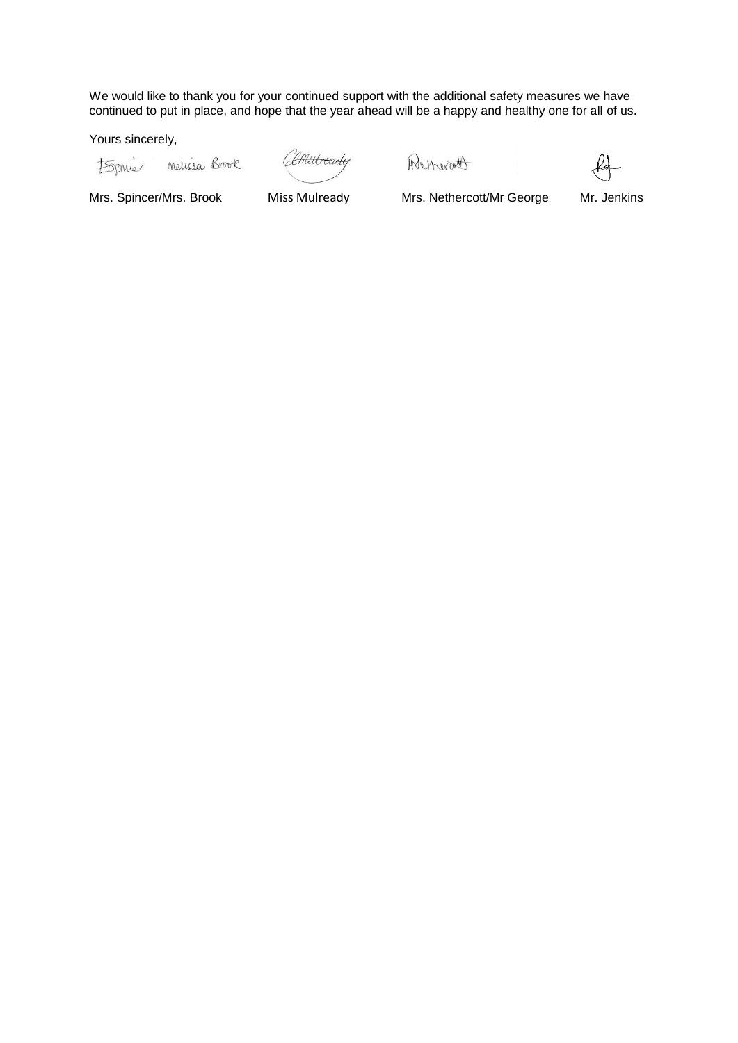We would like to thank you for your continued support with the additional safety measures we have continued to put in place, and hope that the year ahead will be a happy and healthy one for all of us.

Yours sincerely,

Mrs. Spincer/Mrs. Brook  Miss Mulready  Mrs. Nethercott/Mr George  Mr. Jenkins